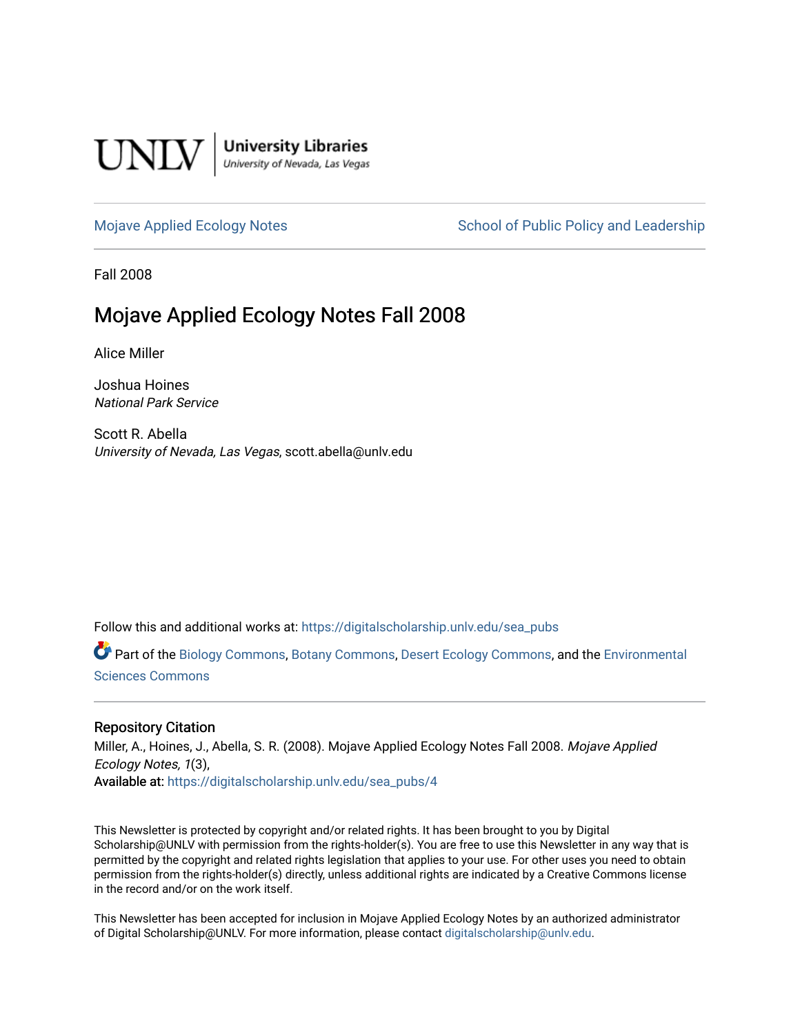UNLV | University Libraries
University of Nevada, Las Vegas

Mojave Applied Ecology Notes | School of Public Policy and Leadership

Fall 2008

# Mojave Applied Ecology Notes Fall 2008

Alice Miller

Joshua Hoines
*National Park Service*

Scott R. Abella
*University of Nevada, Las Vegas*, scott.abella@unlv.edu

Follow this and additional works at: https://digitalscholarship.unlv.edu/sea_pubs

Part of the Biology Commons, Botany Commons, Desert Ecology Commons, and the Environmental Sciences Commons

## Repository Citation

Miller, A., Hoines, J., Abella, S. R. (2008). Mojave Applied Ecology Notes Fall 2008. *Mojave Applied Ecology Notes, 1*(3),
Available at: https://digitalscholarship.unlv.edu/sea_pubs/4

This Newsletter is protected by copyright and/or related rights. It has been brought to you by Digital Scholarship@UNLV with permission from the rights-holder(s). You are free to use this Newsletter in any way that is permitted by the copyright and related rights legislation that applies to your use. For other uses you need to obtain permission from the rights-holder(s) directly, unless additional rights are indicated by a Creative Commons license in the record and/or on the work itself.

This Newsletter has been accepted for inclusion in Mojave Applied Ecology Notes by an authorized administrator of Digital Scholarship@UNLV. For more information, please contact digitalscholarship@unlv.edu.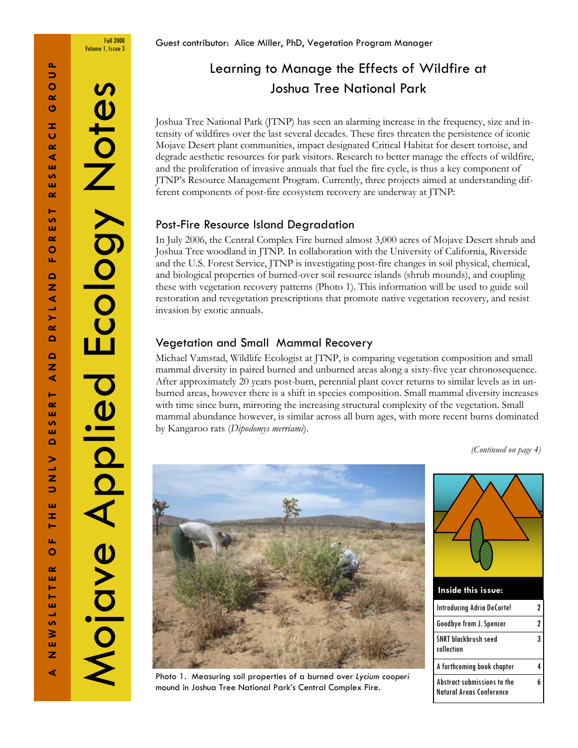# Mojave Applied Ecology Notes

A NEWSLETTER OF THE UNLV DESERT AND DRYLAND FOREST RESEARCH GROUP

Fall 2008
Volume 1, Issue 3

Guest contributor: Alice Miller, PhD, Vegetation Program Manager

## Learning to Manage the Effects of Wildfire at Joshua Tree National Park

Joshua Tree National Park (JTNP) has seen an alarming increase in the frequency, size and intensity of wildfires over the last several decades. These fires threaten the persistence of iconic Mojave Desert plant communities, impact designated Critical Habitat for desert tortoise, and degrade aesthetic resources for park visitors. Research to better manage the effects of wildfire, and the proliferation of invasive annuals that fuel the fire cycle, is thus a key component of JTNP's Resource Management Program. Currently, three projects aimed at understanding different components of post-fire ecosystem recovery are underway at JTNP:

### Post-Fire Resource Island Degradation

In July 2006, the Central Complex Fire burned almost 3,000 acres of Mojave Desert shrub and Joshua Tree woodland in JTNP. In collaboration with the University of California, Riverside and the U.S. Forest Service, JTNP is investigating post-fire changes in soil physical, chemical, and biological properties of burned-over soil resource islands (shrub mounds), and coupling these with vegetation recovery patterns (Photo 1). This information will be used to guide soil restoration and revegetation prescriptions that promote native vegetation recovery, and resist invasion by exotic annuals.

### Vegetation and Small Mammal Recovery

Michael Vamstad, Wildlife Ecologist at JTNP, is comparing vegetation composition and small mammal diversity in paired burned and unburned areas along a sixty-five year chronosequence. After approximately 20 years post-burn, perennial plant cover returns to similar levels as in unburned areas, however there is a shift in species composition. Small mammal diversity increases with time since burn, mirroring the increasing structural complexity of the vegetation. Small mammal abundance however, is similar across all burn ages, with more recent burns dominated by Kangaroo rats (*Dipodomys merriami*).

*(Continued on page 4)*

Photo 1. Measuring soil properties of a burned over *Lycium cooperi* mound in Joshua Tree National Park's Central Complex Fire.

**Inside this issue:**

| | |
|---|---|
| Introducing Adria DeCorte! | 2 |
| Goodbye from J. Spencer | 2 |
| SNRT blackbrush seed collection | 3 |
| A forthcoming book chapter | 4 |
| Abstract submissions to the Natural Areas Conference | 6 |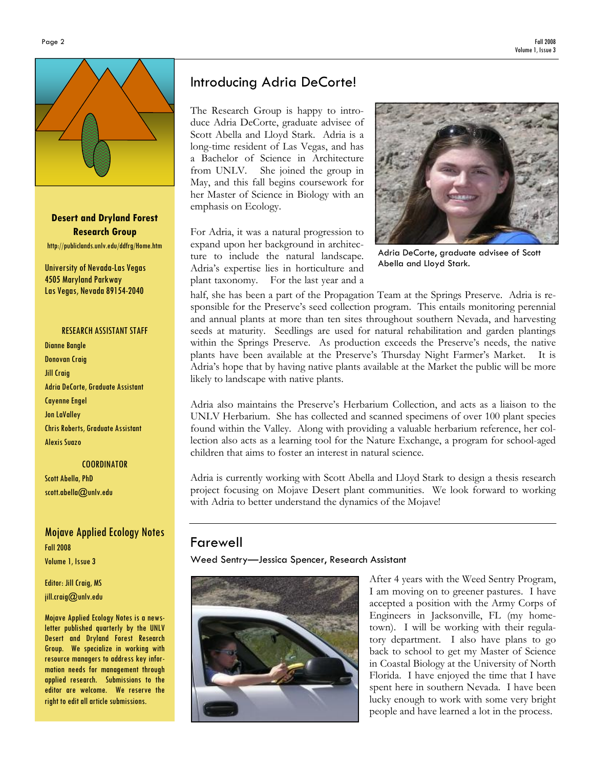## Introducing Adria DeCorte!

The Research Group is happy to introduce Adria DeCorte, graduate advisee of Scott Abella and Lloyd Stark. Adria is a long-time resident of Las Vegas, and has a Bachelor of Science in Architecture from UNLV. She joined the group in May, and this fall begins coursework for her Master of Science in Biology with an emphasis on Ecology.

Adria DeCorte, graduate advisee of Scott Abella and Lloyd Stark.

For Adria, it was a natural progression to expand upon her background in architecture to include the natural landscape. Adria's expertise lies in horticulture and plant taxonomy. For the last year and a half, she has been a part of the Propagation Team at the Springs Preserve. Adria is responsible for the Preserve's seed collection program. This entails monitoring perennial and annual plants at more than ten sites throughout southern Nevada, and harvesting seeds at maturity. Seedlings are used for natural rehabilitation and garden plantings within the Springs Preserve. As production exceeds the Preserve's needs, the native plants have been available at the Preserve's Thursday Night Farmer's Market. It is Adria's hope that by having native plants available at the Market the public will be more likely to landscape with native plants.

Adria also maintains the Preserve's Herbarium Collection, and acts as a liaison to the UNLV Herbarium. She has collected and scanned specimens of over 100 plant species found within the Valley. Along with providing a valuable herbarium reference, her collection also acts as a learning tool for the Nature Exchange, a program for school-aged children that aims to foster an interest in natural science.

Adria is currently working with Scott Abella and Lloyd Stark to design a thesis research project focusing on Mojave Desert plant communities. We look forward to working with Adria to better understand the dynamics of the Mojave!

## Farewell

**Weed Sentry—Jessica Spencer, Research Assistant**

After 4 years with the Weed Sentry Program, I am moving on to greener pastures. I have accepted a position with the Army Corps of Engineers in Jacksonville, FL (my hometown). I will be working with their regulatory department. I also have plans to go back to school to get my Master of Science in Coastal Biology at the University of North Florida. I have enjoyed the time that I have spent here in southern Nevada. I have been lucky enough to work with some very bright people and have learned a lot in the process.

---

**Desert and Dryland Forest Research Group**

http://publiclands.unlv.edu/ddfrg/Home.htm

University of Nevada-Las Vegas
4505 Maryland Parkway
Las Vegas, Nevada 89154-2040

**RESEARCH ASSISTANT STAFF**

Dianne Bangle
Donovan Craig
Jill Craig
Adria DeCorte, Graduate Assistant
Cayenne Engel
Jon LaValley
Chris Roberts, Graduate Assistant
Alexis Suazo

**COORDINATOR**

Scott Abella, PhD
scott.abella@unlv.edu

**Mojave Applied Ecology Notes**
Fall 2008
Volume 1, Issue 3

Editor: Jill Craig, MS
jill.craig@unlv.edu

Mojave Applied Ecology Notes is a newsletter published quarterly by the UNLV Desert and Dryland Forest Research Group. We specialize in working with resource managers to address key information needs for management through applied research. Submissions to the editor are welcome. We reserve the right to edit all article submissions.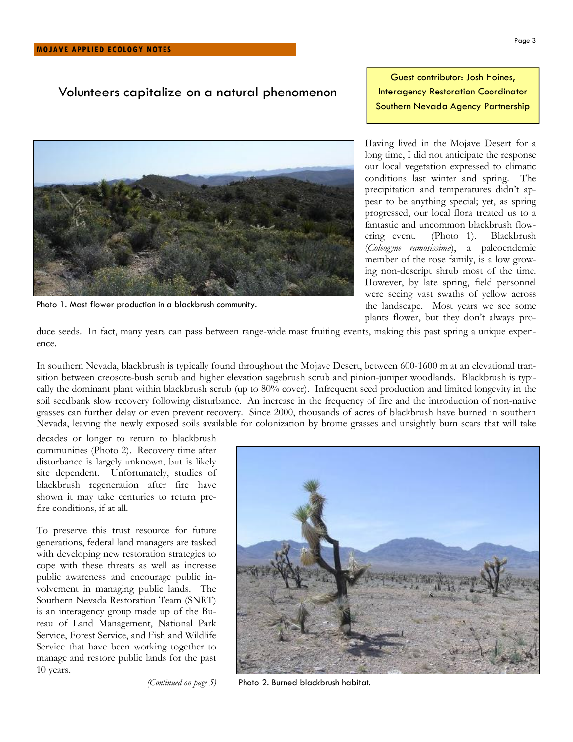# Volunteers capitalize on a natural phenomenon

Guest contributor: Josh Hoines, Interagency Restoration Coordinator Southern Nevada Agency Partnership

Photo 1. Mast flower production in a blackbrush community.

Having lived in the Mojave Desert for a long time, I did not anticipate the response our local vegetation expressed to climatic conditions last winter and spring. The precipitation and temperatures didn't appear to be anything special; yet, as spring progressed, our local flora treated us to a fantastic and uncommon blackbrush flowering event. (Photo 1). Blackbrush (*Coleogyne ramosissima*), a paleoendemic member of the rose family, is a low growing non-descript shrub most of the time. However, by late spring, field personnel were seeing vast swaths of yellow across the landscape. Most years we see some plants flower, but they don't always produce seeds. In fact, many years can pass between range-wide mast fruiting events, making this past spring a unique experience.

In southern Nevada, blackbrush is typically found throughout the Mojave Desert, between 600-1600 m at an elevational transition between creosote-bush scrub and higher elevation sagebrush scrub and pinion-juniper woodlands. Blackbrush is typically the dominant plant within blackbrush scrub (up to 80% cover). Infrequent seed production and limited longevity in the soil seedbank slow recovery following disturbance. An increase in the frequency of fire and the introduction of non-native grasses can further delay or even prevent recovery. Since 2000, thousands of acres of blackbrush have burned in southern Nevada, leaving the newly exposed soils available for colonization by brome grasses and unsightly burn scars that will take decades or longer to return to blackbrush communities (Photo 2). Recovery time after disturbance is largely unknown, but is likely site dependent. Unfortunately, studies of blackbrush regeneration after fire have shown it may take centuries to return pre-fire conditions, if at all.

To preserve this trust resource for future generations, federal land managers are tasked with developing new restoration strategies to cope with these threats as well as increase public awareness and encourage public involvement in managing public lands. The Southern Nevada Restoration Team (SNRT) is an interagency group made up of the Bureau of Land Management, National Park Service, Forest Service, and Fish and Wildlife Service that have been working together to manage and restore public lands for the past 10 years.

*(Continued on page 5)*

Photo 2. Burned blackbrush habitat.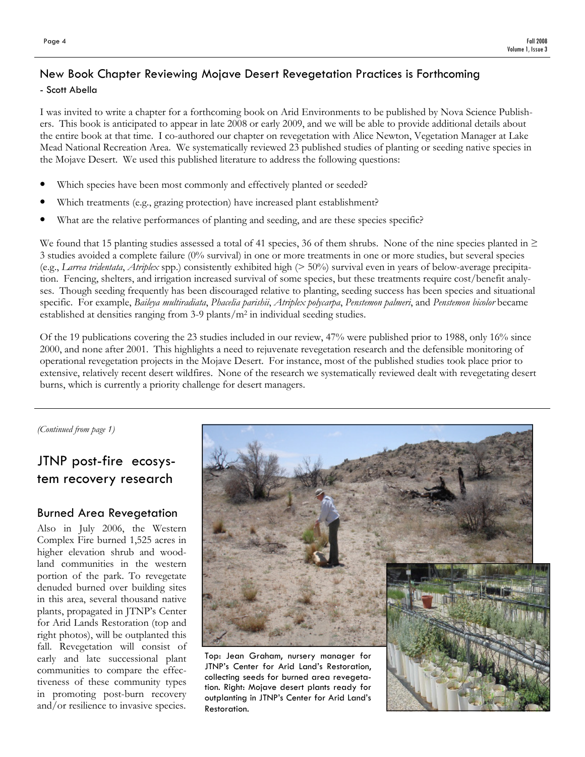## New Book Chapter Reviewing Mojave Desert Revegetation Practices is Forthcoming

- Scott Abella

I was invited to write a chapter for a forthcoming book on Arid Environments to be published by Nova Science Publishers. This book is anticipated to appear in late 2008 or early 2009, and we will be able to provide additional details about the entire book at that time. I co-authored our chapter on revegetation with Alice Newton, Vegetation Manager at Lake Mead National Recreation Area. We systematically reviewed 23 published studies of planting or seeding native species in the Mojave Desert. We used this published literature to address the following questions:

- Which species have been most commonly and effectively planted or seeded?
- Which treatments (e.g., grazing protection) have increased plant establishment?
- What are the relative performances of planting and seeding, and are these species specific?

We found that 15 planting studies assessed a total of 41 species, 36 of them shrubs. None of the nine species planted in $\geq$ 3 studies avoided a complete failure (0% survival) in one or more treatments in one or more studies, but several species (e.g., *Larrea tridentata*, *Atriplex* spp.) consistently exhibited high (> 50%) survival even in years of below-average precipitation. Fencing, shelters, and irrigation increased survival of some species, but these treatments require cost/benefit analyses. Though seeding frequently has been discouraged relative to planting, seeding success has been species and situational specific. For example, *Baileya multiradiata*, *Phacelia parishii*, *Atriplex polycarpa*, *Penstemon palmeri*, and *Penstemon bicolor* became established at densities ranging from 3-9 plants/$m^2$ in individual seeding studies.

Of the 19 publications covering the 23 studies included in our review, 47% were published prior to 1988, only 16% since 2000, and none after 2001. This highlights a need to rejuvenate revegetation research and the defensible monitoring of operational revegetation projects in the Mojave Desert. For instance, most of the published studies took place prior to extensive, relatively recent desert wildfires. None of the research we systematically reviewed dealt with revegetating desert burns, which is currently a priority challenge for desert managers.

*(Continued from page 1)*

## JTNP post-fire ecosystem recovery research

### Burned Area Revegetation

Also in July 2006, the Western Complex Fire burned 1,525 acres in higher elevation shrub and woodland communities in the western portion of the park. To revegetate denuded burned over building sites in this area, several thousand native plants, propagated in JTNP's Center for Arid Lands Restoration (top and right photos), will be outplanted this fall. Revegetation will consist of early and late successional plant communities to compare the effectiveness of these community types in promoting post-burn recovery and/or resilience to invasive species.

Top: Jean Graham, nursery manager for JTNP's Center for Arid Land's Restoration, collecting seeds for burned area revegetation. Right: Mojave desert plants ready for outplanting in JTNP's Center for Arid Land's Restoration.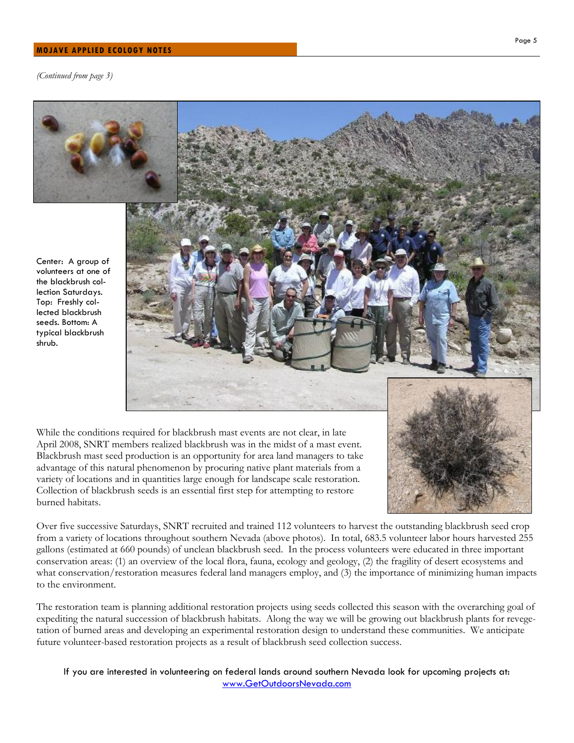*(Continued from page 3)*

Center: A group of volunteers at one of the blackbrush collection Saturdays. Top: Freshly collected blackbrush seeds. Bottom: A typical blackbrush shrub.

While the conditions required for blackbrush mast events are not clear, in late April 2008, SNRT members realized blackbrush was in the midst of a mast event. Blackbrush mast seed production is an opportunity for area land managers to take advantage of this natural phenomenon by procuring native plant materials from a variety of locations and in quantities large enough for landscape scale restoration. Collection of blackbrush seeds is an essential first step for attempting to restore burned habitats.

Over five successive Saturdays, SNRT recruited and trained 112 volunteers to harvest the outstanding blackbrush seed crop from a variety of locations throughout southern Nevada (above photos). In total, 683.5 volunteer labor hours harvested 255 gallons (estimated at 660 pounds) of unclean blackbrush seed. In the process volunteers were educated in three important conservation areas: (1) an overview of the local flora, fauna, ecology and geology, (2) the fragility of desert ecosystems and what conservation/restoration measures federal land managers employ, and (3) the importance of minimizing human impacts to the environment.

The restoration team is planning additional restoration projects using seeds collected this season with the overarching goal of expediting the natural succession of blackbrush habitats. Along the way we will be growing out blackbrush plants for revegetation of burned areas and developing an experimental restoration design to understand these communities. We anticipate future volunteer-based restoration projects as a result of blackbrush seed collection success.

If you are interested in volunteering on federal lands around southern Nevada look for upcoming projects at: [www.GetOutdoorsNevada.com](http://www.GetOutdoorsNevada.com)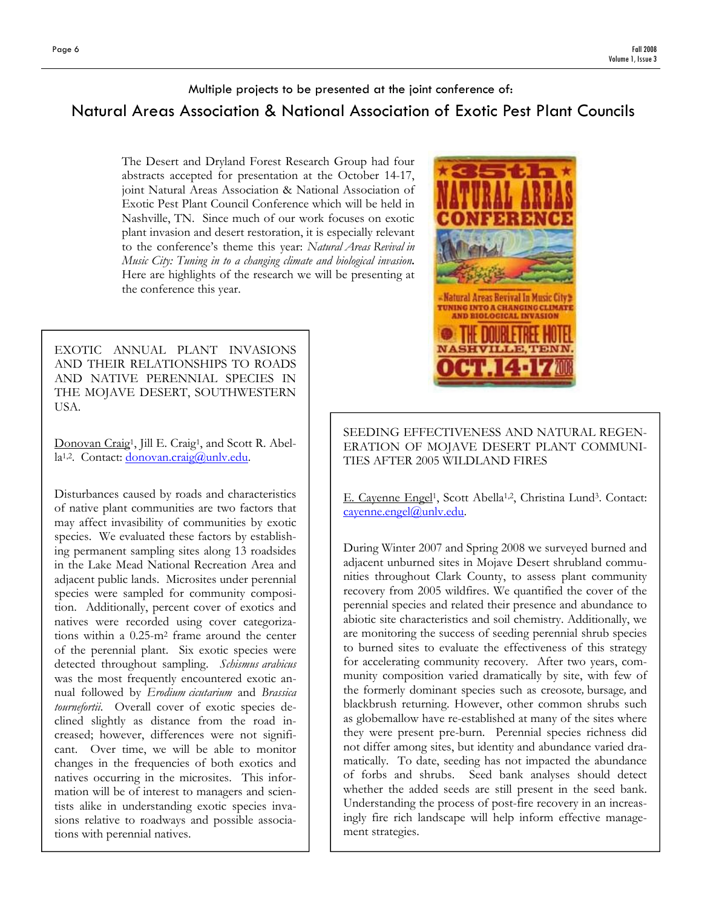Multiple projects to be presented at the joint conference of:

# Natural Areas Association & National Association of Exotic Pest Plant Councils

The Desert and Dryland Forest Research Group had four abstracts accepted for presentation at the October 14-17, joint Natural Areas Association & National Association of Exotic Pest Plant Council Conference which will be held in Nashville, TN. Since much of our work focuses on exotic plant invasion and desert restoration, it is especially relevant to the conference's theme this year: *Natural Areas Revival in Music City: Tuning in to a changing climate and biological invasion.* Here are highlights of the research we will be presenting at the conference this year.

## EXOTIC ANNUAL PLANT INVASIONS AND THEIR RELATIONSHIPS TO ROADS AND NATIVE PERENNIAL SPECIES IN THE MOJAVE DESERT, SOUTHWESTERN USA.

Donovan Craig[1], Jill E. Craig[1], and Scott R. Abella[1,2]. Contact: donovan.craig@unlv.edu.

Disturbances caused by roads and characteristics of native plant communities are two factors that may affect invasibility of communities by exotic species. We evaluated these factors by establishing permanent sampling sites along 13 roadsides in the Lake Mead National Recreation Area and adjacent public lands. Microsites under perennial species were sampled for community composition. Additionally, percent cover of exotics and natives were recorded using cover categorizations within a 0.25-$m^2$ frame around the center of the perennial plant. Six exotic species were detected throughout sampling. *Schismus arabicus* was the most frequently encountered exotic annual followed by *Erodium cicutarium* and *Brassica tournefortii*. Overall cover of exotic species declined slightly as distance from the road increased; however, differences were not significant. Over time, we will be able to monitor changes in the frequencies of both exotics and natives occurring in the microsites. This information will be of interest to managers and scientists alike in understanding exotic species invasions relative to roadways and possible associations with perennial natives.

## SEEDING EFFECTIVENESS AND NATURAL REGENERATION OF MOJAVE DESERT PLANT COMMUNITIES AFTER 2005 WILDLAND FIRES

E. Cayenne Engel[1], Scott Abella[1,2], Christina Lund[3]. Contact: cayenne.engel@unlv.edu.

During Winter 2007 and Spring 2008 we surveyed burned and adjacent unburned sites in Mojave Desert shrubland communities throughout Clark County, to assess plant community recovery from 2005 wildfires. We quantified the cover of the perennial species and related their presence and abundance to abiotic site characteristics and soil chemistry. Additionally, we are monitoring the success of seeding perennial shrub species to burned sites to evaluate the effectiveness of this strategy for accelerating community recovery. After two years, community composition varied dramatically by site, with few of the formerly dominant species such as creosote, bursage, and blackbrush returning. However, other common shrubs such as globemallow have re-established at many of the sites where they were present pre-burn. Perennial species richness did not differ among sites, but identity and abundance varied dramatically. To date, seeding has not impacted the abundance of forbs and shrubs. Seed bank analyses should detect whether the added seeds are still present in the seed bank. Understanding the process of post-fire recovery in an increasingly fire rich landscape will help inform effective management strategies.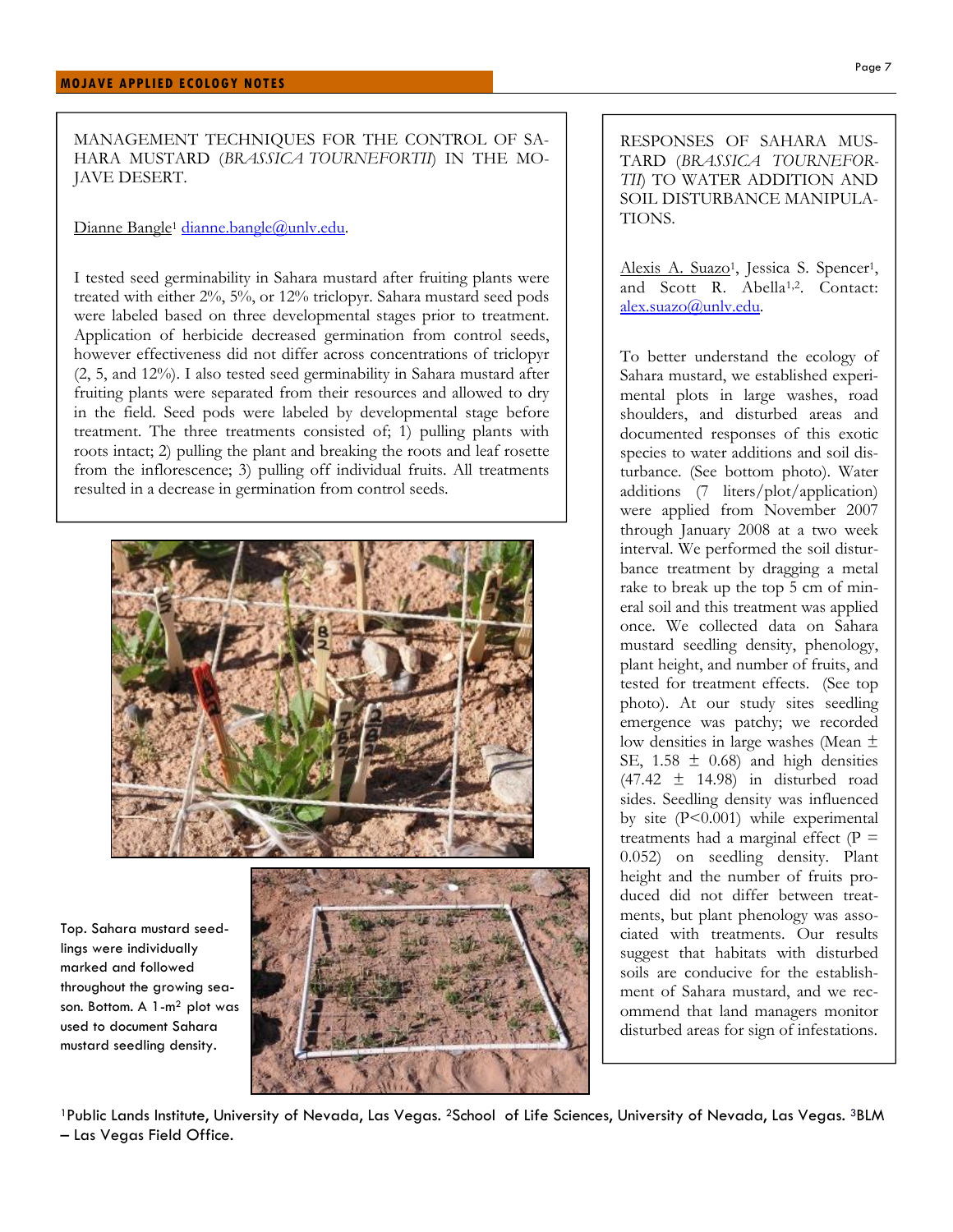## MANAGEMENT TECHNIQUES FOR THE CONTROL OF SAHARA MUSTARD (*BRASSICA TOURNEFORTII*) IN THE MOJAVE DESERT.

Dianne Bangle[1] dianne.bangle@unlv.edu.

I tested seed germinability in Sahara mustard after fruiting plants were treated with either 2%, 5%, or 12% triclopyr. Sahara mustard seed pods were labeled based on three developmental stages prior to treatment. Application of herbicide decreased germination from control seeds, however effectiveness did not differ across concentrations of triclopyr (2, 5, and 12%). I also tested seed germinability in Sahara mustard after fruiting plants were separated from their resources and allowed to dry in the field. Seed pods were labeled by developmental stage before treatment. The three treatments consisted of; 1) pulling plants with roots intact; 2) pulling the plant and breaking the roots and leaf rosette from the inflorescence; 3) pulling off individual fruits. All treatments resulted in a decrease in germination from control seeds.

Top. Sahara mustard seedlings were individually marked and followed throughout the growing season. Bottom. A 1-m[2] plot was used to document Sahara mustard seedling density.

## RESPONSES OF SAHARA MUSTARD (*BRASSICA TOURNEFORTII*) TO WATER ADDITION AND SOIL DISTURBANCE MANIPULATIONS.

Alexis A. Suazo[1], Jessica S. Spencer[1], and Scott R. Abella[1,2]. Contact: alex.suazo@unlv.edu.

To better understand the ecology of Sahara mustard, we established experimental plots in large washes, road shoulders, and disturbed areas and documented responses of this exotic species to water additions and soil disturbance. (See bottom photo). Water additions (7 liters/plot/application) were applied from November 2007 through January 2008 at a two week interval. We performed the soil disturbance treatment by dragging a metal rake to break up the top 5 cm of mineral soil and this treatment was applied once. We collected data on Sahara mustard seedling density, phenology, plant height, and number of fruits, and tested for treatment effects. (See top photo). At our study sites seedling emergence was patchy; we recorded low densities in large washes (Mean ± SE, 1.58 ± 0.68) and high densities (47.42 ± 14.98) in disturbed road sides. Seedling density was influenced by site ($P<0.001$) while experimental treatments had a marginal effect ($P = 0.052$) on seedling density. Plant height and the number of fruits produced did not differ between treatments, but plant phenology was associated with treatments. Our results suggest that habitats with disturbed soils are conducive for the establishment of Sahara mustard, and we recommend that land managers monitor disturbed areas for sign of infestations.

[1]Public Lands Institute, University of Nevada, Las Vegas. [2]School of Life Sciences, University of Nevada, Las Vegas. [3]BLM – Las Vegas Field Office.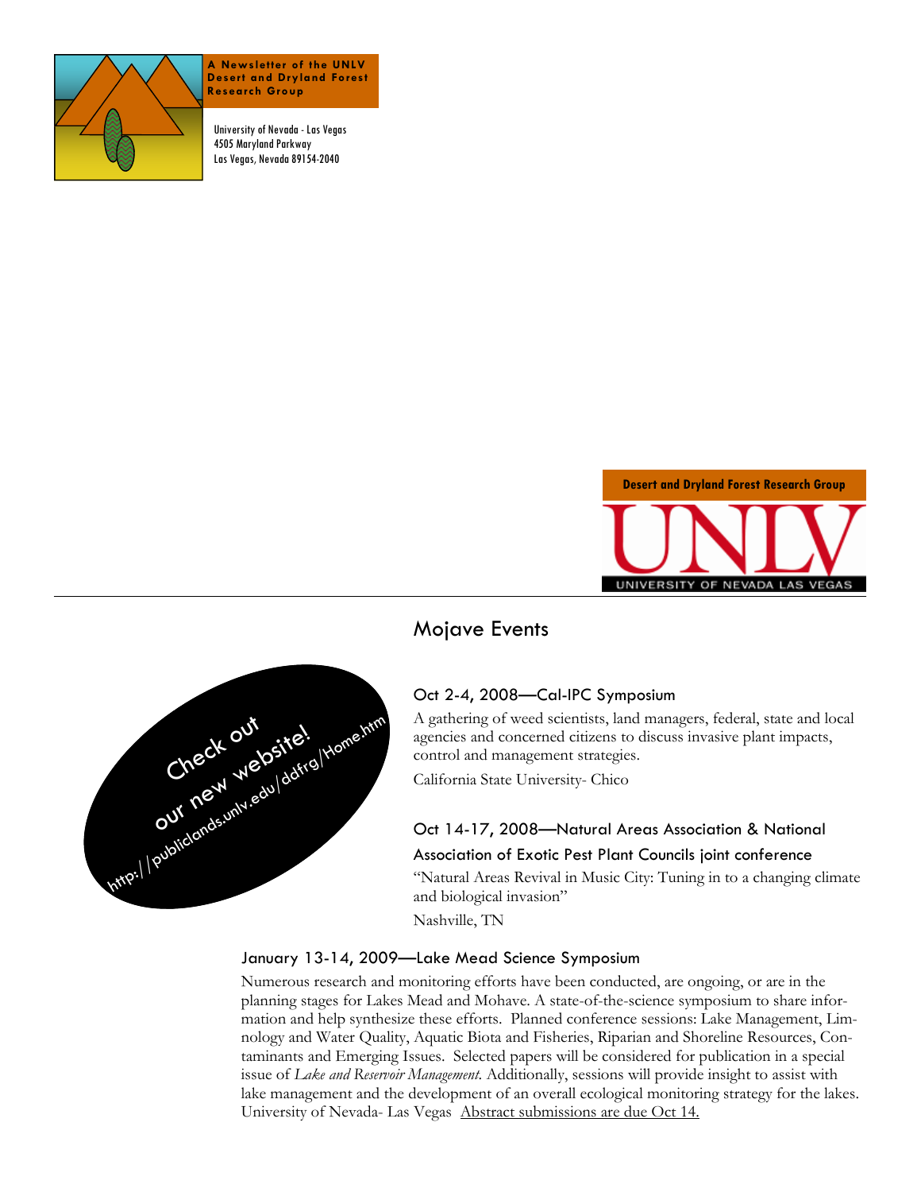A Newsletter of the UNLV Desert and Dryland Forest Research Group

University of Nevada - Las Vegas
4505 Maryland Parkway
Las Vegas, Nevada 89154-2040

Desert and Dryland Forest Research Group

UNLV

UNIVERSITY OF NEVADA LAS VEGAS

Check out our new website!
http://publiclands.unlv.edu/ddfrg/Home.htm

## Mojave Events

### Oct 2-4, 2008—Cal-IPC Symposium

A gathering of weed scientists, land managers, federal, state and local agencies and concerned citizens to discuss invasive plant impacts, control and management strategies.

California State University- Chico

### Oct 14-17, 2008—Natural Areas Association & National Association of Exotic Pest Plant Councils joint conference

"Natural Areas Revival in Music City: Tuning in to a changing climate and biological invasion"

Nashville, TN

### January 13-14, 2009—Lake Mead Science Symposium

Numerous research and monitoring efforts have been conducted, are ongoing, or are in the planning stages for Lakes Mead and Mohave. A state-of-the-science symposium to share information and help synthesize these efforts. Planned conference sessions: Lake Management, Limnology and Water Quality, Aquatic Biota and Fisheries, Riparian and Shoreline Resources, Contaminants and Emerging Issues. Selected papers will be considered for publication in a special issue of *Lake and Reservoir Management.* Additionally, sessions will provide insight to assist with lake management and the development of an overall ecological monitoring strategy for the lakes.
University of Nevada- Las Vegas Abstract submissions are due Oct 14.